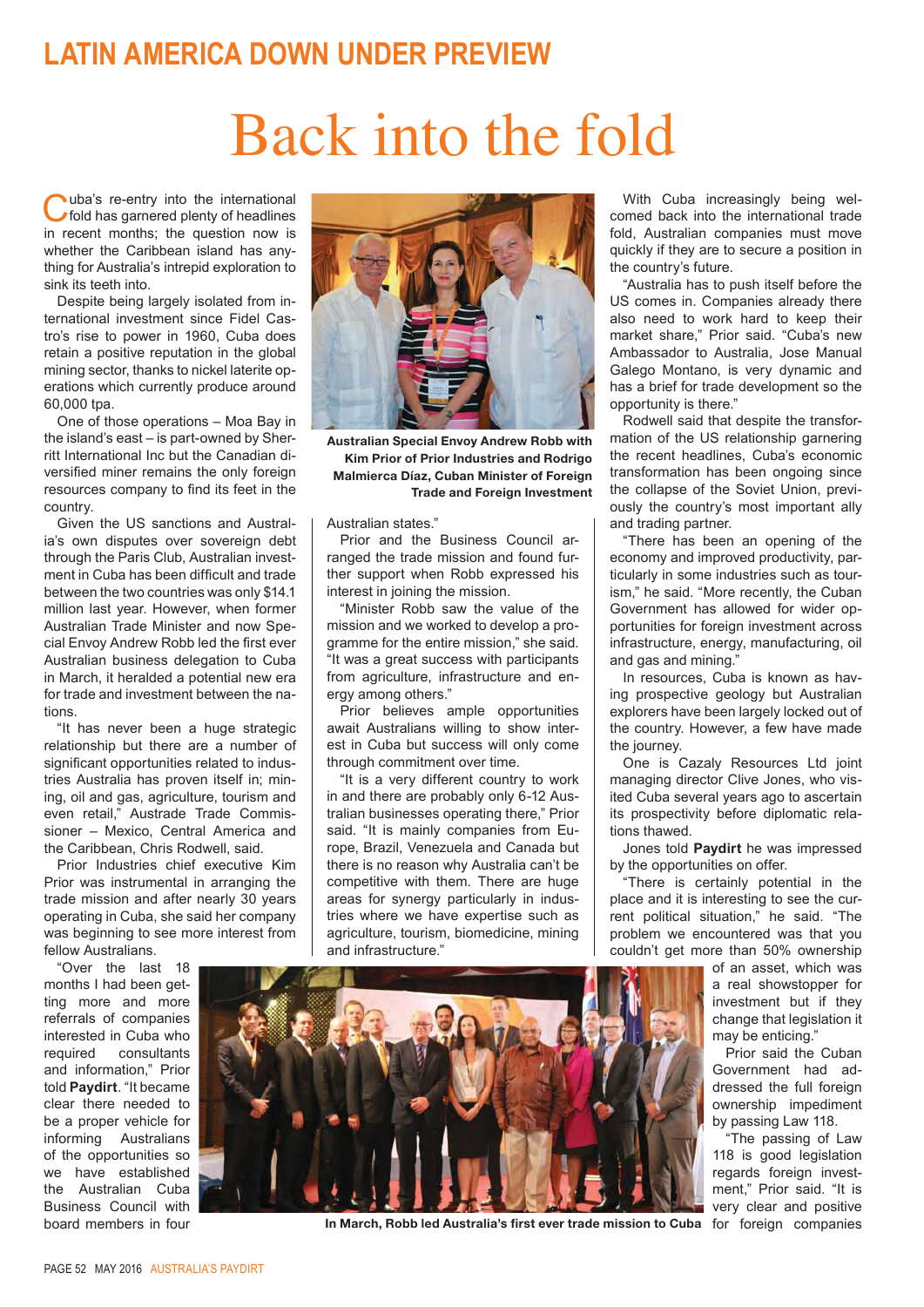## LATIN AMERICA DOWN UNDER PREVIEW

# Back into the fold

Cuba's re-entry into the international fold has garnered plenty of headlines in recent months; the question now is whether the Caribbean island has anything for Australia's intrepid exploration to sink its teeth into.

Despite being largely isolated from international investment since Fidel Castro's rise to power in 1960, Cuba does retain a positive reputation in the global mining sector, thanks to nickel laterite operations which currently produce around 60,000 tpa.

One of those operations – Moa Bay in the island's east – is part-owned by Sherritt International Inc but the Canadian diversified miner remains the only foreign resources company to find its feet in the country.

Given the US sanctions and Australia's own disputes over sovereign debt through the Paris Club, Australian investment in Cuba has been difficult and trade between the two countries was only $14.1 million last year. However, when former Australian Trade Minister and now Special Envoy Andrew Robb led the first ever Australian business delegation to Cuba in March, it heralded a potential new era for trade and investment between the nations.

"It has never been a huge strategic relationship but there are a number of significant opportunities related to industries Australia has proven itself in; mining, oil and gas, agriculture, tourism and even retail," Austrade Trade Commissioner – Mexico, Central America and the Caribbean, Chris Rodwell, said.

Prior Industries chief executive Kim Prior was instrumental in arranging the trade mission and after nearly 30 years operating in Cuba, she said her company was beginning to see more interest from fellow Australians.

"Over the last 18 months I had been getting more and more referrals of companies interested in Cuba who required consultants and information," Prior told **Paydirt**. "It became clear there needed to be a proper vehicle for informing Australians of the opportunities so we have established the Australian Cuba Business Council with board members in four Australian states."

**Australian Special Envoy Andrew Robb with Kim Prior of Prior Industries and Rodrigo Malmierca Díaz, Cuban Minister of Foreign Trade and Foreign Investment**

Prior and the Business Council arranged the trade mission and found further support when Robb expressed his interest in joining the mission.

"Minister Robb saw the value of the mission and we worked to develop a programme for the entire mission," she said. "It was a great success with participants from agriculture, infrastructure and energy among others."

Prior believes ample opportunities await Australians willing to show interest in Cuba but success will only come through commitment over time.

"It is a very different country to work in and there are probably only 6-12 Australian businesses operating there," Prior said. "It is mainly companies from Europe, Brazil, Venezuela and Canada but there is no reason why Australia can't be competitive with them. There are huge areas for synergy particularly in industries where we have expertise such as agriculture, tourism, biomedicine, mining and infrastructure."

**In March, Robb led Australia's first ever trade mission to Cuba**

With Cuba increasingly being welcomed back into the international trade fold, Australian companies must move quickly if they are to secure a position in the country's future.

"Australia has to push itself before the US comes in. Companies already there also need to work hard to keep their market share," Prior said. "Cuba's new Ambassador to Australia, Jose Manual Galego Montano, is very dynamic and has a brief for trade development so the opportunity is there."

Rodwell said that despite the transformation of the US relationship garnering the recent headlines, Cuba's economic transformation has been ongoing since the collapse of the Soviet Union, previously the country's most important ally and trading partner.

"There has been an opening of the economy and improved productivity, particularly in some industries such as tourism," he said. "More recently, the Cuban Government has allowed for wider opportunities for foreign investment across infrastructure, energy, manufacturing, oil and gas and mining."

In resources, Cuba is known as having prospective geology but Australian explorers have been largely locked out of the country. However, a few have made the journey.

One is Cazaly Resources Ltd joint managing director Clive Jones, who visited Cuba several years ago to ascertain its prospectivity before diplomatic relations thawed.

Jones told **Paydirt** he was impressed by the opportunities on offer.

"There is certainly potential in the place and it is interesting to see the current political situation," he said. "The problem we encountered was that you couldn't get more than 50% ownership of an asset, which was a real showstopper for investment but if they change that legislation it may be enticing."

Prior said the Cuban Government had addressed the full foreign ownership impediment by passing Law 118.

"The passing of Law 118 is good legislation regards foreign investment," Prior said. "It is very clear and positive for foreign companies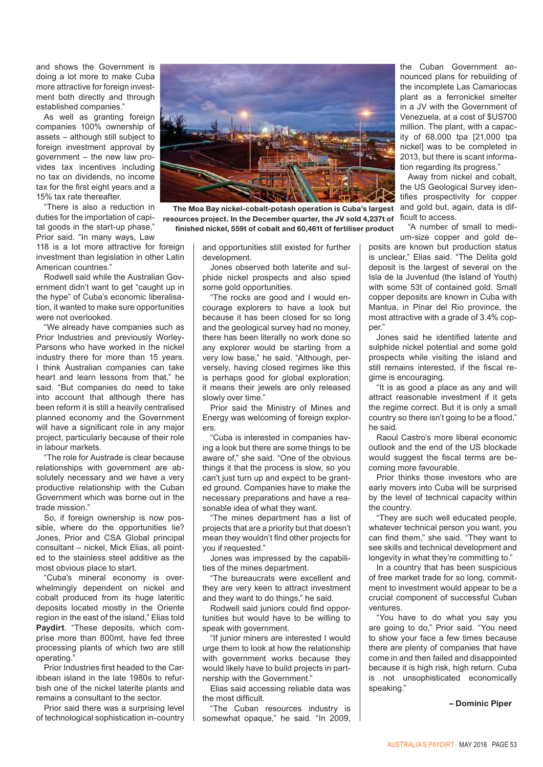and shows the Government is doing a lot more to make Cuba more attractive for foreign investment both directly and through established companies."

As well as granting foreign companies 100% ownership of assets – although still subject to foreign investment approval by government – the new law provides tax incentives including no tax on dividends, no income tax for the first eight years and a 15% tax rate thereafter.

"There is also a reduction in duties for the importation of capital goods in the start-up phase," Prior said. "In many ways, Law 118 is a lot more attractive for foreign investment than legislation in other Latin American countries."

Rodwell said while the Australian Government didn't want to get "caught up in the hype" of Cuba's economic liberalisation, it wanted to make sure opportunities were not overlooked.

"We already have companies such as Prior Industries and previously WorleyParsons who have worked in the nickel industry there for more than 15 years. I think Australian companies can take heart and learn lessons from that," he said. "But companies do need to take into account that although there has been reform it is still a heavily centralised planned economy and the Government will have a significant role in any major project, particularly because of their role in labour markets.

"The role for Austrade is clear because relationships with government are absolutely necessary and we have a very productive relationship with the Cuban Government which was borne out in the trade mission."

So, if foreign ownership is now possible, where do the opportunities lie? Jones, Prior and CSA Global principal consultant – nickel, Mick Elias, all pointed to the stainless steel additive as the most obvious place to start.

"Cuba's mineral economy is overwhelmingly dependent on nickel and cobalt produced from its huge lateritic deposits located mostly in the Oriente region in the east of the island," Elias told **Paydirt**. "These deposits, which comprise more than 800mt, have fed three processing plants of which two are still operating."

Prior Industries first headed to the Caribbean island in the late 1980s to refurbish one of the nickel laterite plants and remains a consultant to the sector.

Prior said there was a surprising level of technological sophistication in-country and opportunities still existed for further development.

Jones observed both laterite and sulphide nickel prospects and also spied some gold opportunities.

"The rocks are good and I would encourage explorers to have a look but because it has been closed for so long and the geological survey had no money, there has been literally no work done so any explorer would be starting from a very low base," he said. "Although, perversely, having closed regimes like this is perhaps good for global exploration; it means their jewels are only released slowly over time."

Prior said the Ministry of Mines and Energy was welcoming of foreign explorers.

"Cuba is interested in companies having a look but there are some things to be aware of," she said. "One of the obvious things it that the process is slow, so you can't just turn up and expect to be granted ground. Companies have to make the necessary preparations and have a reasonable idea of what they want.

"The mines department has a list of projects that are a priority but that doesn't mean they wouldn't find other projects for you if requested."

Jones was impressed by the capabilities of the mines department.

"The bureaucrats were excellent and they are very keen to attract investment and they want to do things," he said.

Rodwell said juniors could find opportunities but would have to be willing to speak with government.

"If junior miners are interested I would urge them to look at how the relationship with government works because they would likely have to build projects in partnership with the Government."

Elias said accessing reliable data was the most difficult.

"The Cuban resources industry is somewhat opaque," he said. "In 2009, the Cuban Government announced plans for rebuilding of the incomplete Las Camariocas plant as a ferronickel smelter in a JV with the Government of Venezuela, at a cost of $US700 million. The plant, with a capacity of 68,000 tpa [21,000 tpa nickel] was to be completed in 2013, but there is scant information regarding its progress."

Away from nickel and cobalt, the US Geological Survey identifies prospectivity for copper and gold but, again, data is difficult to access.

"A number of small to medium-size copper and gold deposits are known but production status is unclear," Elias said. "The Delita gold deposit is the largest of several on the Isla de la Juventud (the Island of Youth) with some 53t of contained gold. Small copper deposits are known in Cuba with Mantua, in Pinar del Rio province, the most attractive with a grade of 3.4% copper."

Jones said he identified laterite and sulphide nickel potential and some gold prospects while visiting the island and still remains interested, if the fiscal regime is encouraging.

"It is as good a place as any and will attract reasonable investment if it gets the regime correct. But it is only a small country so there isn't going to be a flood," he said.

Raoul Castro's more liberal economic outlook and the end of the US blockade would suggest the fiscal terms are becoming more favourable.

Prior thinks those investors who are early movers into Cuba will be surprised by the level of technical capacity within the country.

"They are such well educated people, whatever technical person you want, you can find them," she said. "They want to see skills and technical development and longevity in what they're committing to."

In a country that has been suspicious of free market trade for so long, commitment to investment would appear to be a crucial component of successful Cuban ventures.

"You have to do what you say you are going to do," Prior said. "You need to show your face a few times because there are plenty of companies that have come in and then failed and disappointed because it is high risk, high return. Cuba is not unsophisticated economically speaking."

**– Dominic Piper**

**The Moa Bay nickel-cobalt-potash operation is Cuba's largest resources project. In the December quarter, the JV sold 4,237t of finished nickel, 559t of cobalt and 60,461t of fertiliser product**